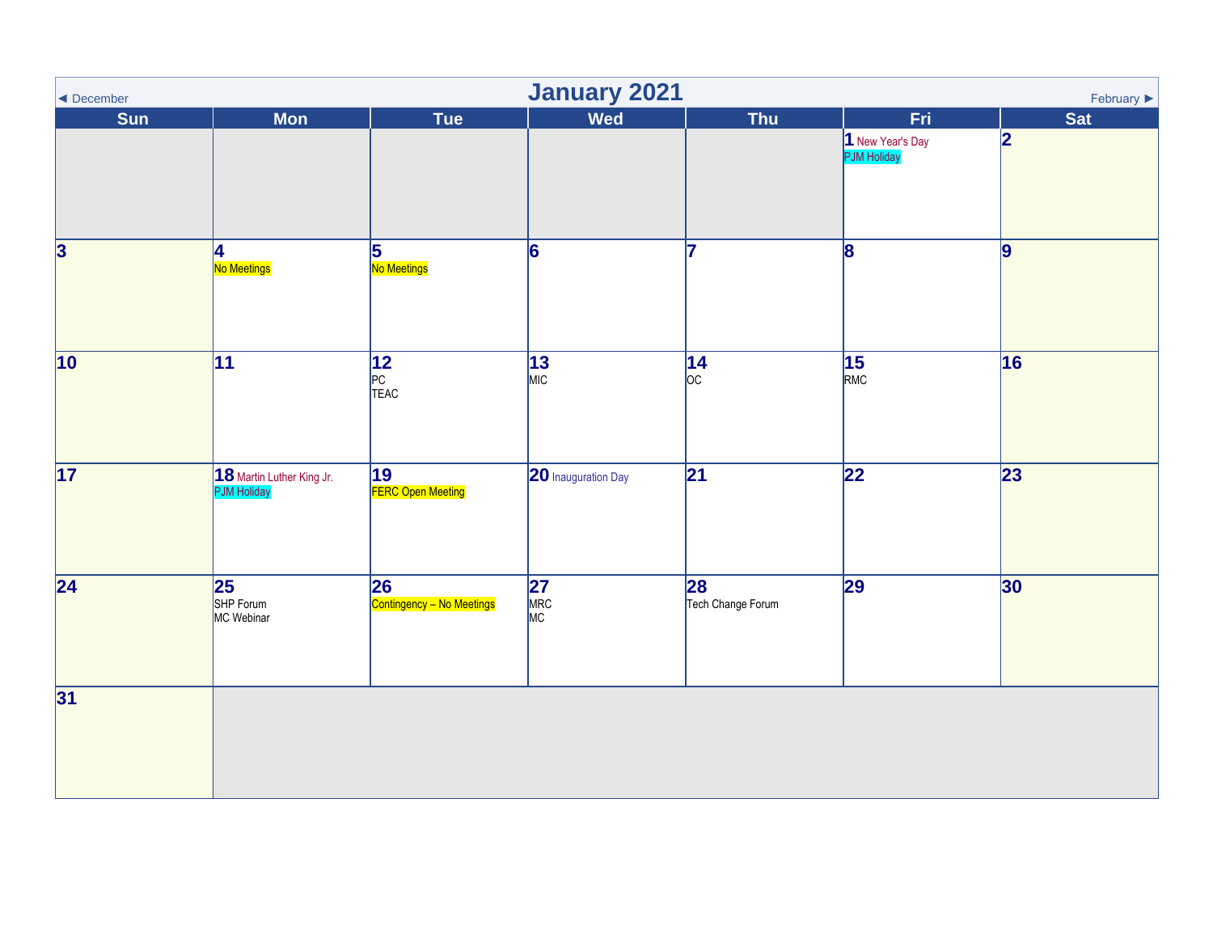# January 2021

◄ December | February ►

| Sun | Mon | Tue | Wed | Thu | Fri | Sat |
| --- | --- | --- | --- | --- | --- | --- |
| | | | | | **1** New Year's Day<br>PJM Holiday | **2** |
| **3** | **4**<br>No Meetings | **5**<br>No Meetings | **6** | **7** | **8** | **9** |
| **10** | **11** | **12**<br>PC<br>TEAC | **13**<br>MIC | **14**<br>OC | **15**<br>RMC | **16** |
| **17** | **18** Martin Luther King Jr.<br>PJM Holiday | **19**<br>FERC Open Meeting | **20** Inauguration Day | **21** | **22** | **23** |
| **24** | **25**<br>SHP Forum<br>MC Webinar | **26**<br>Contingency – No Meetings | **27**<br>MRC<br>MC | **28**<br>Tech Change Forum | **29** | **30** |
| **31** | | | | | | |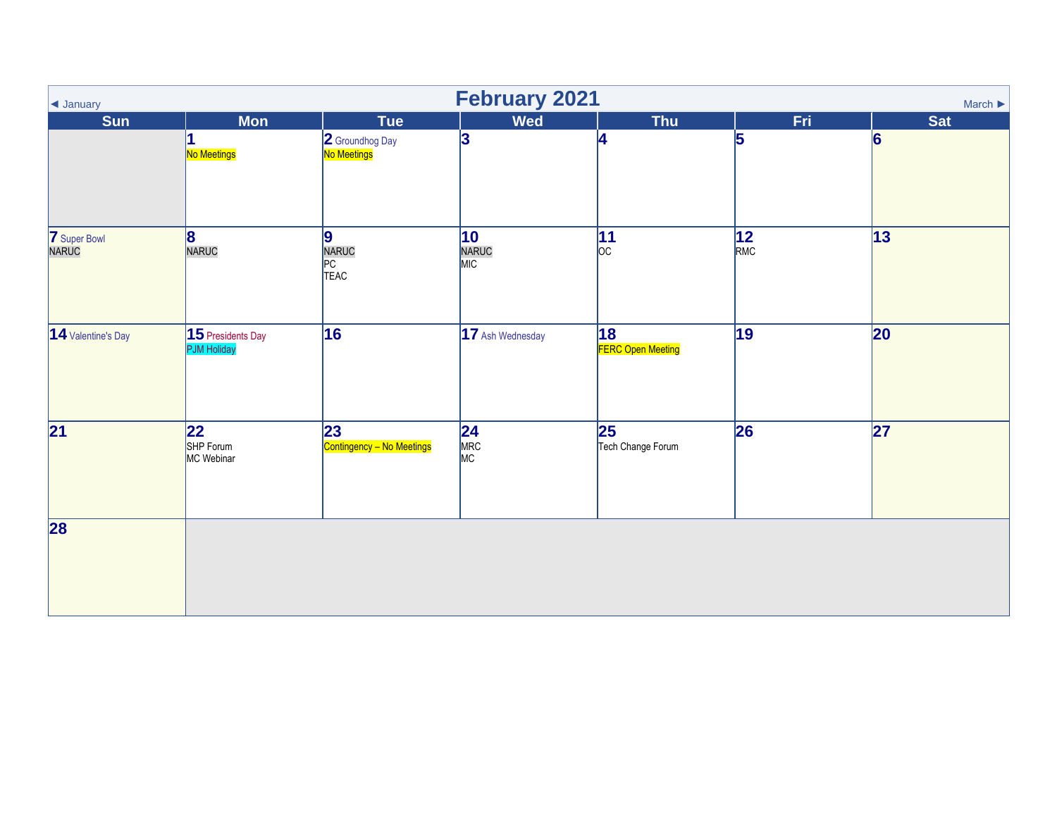# February 2021

◄ January | March ►

| Sun | Mon | Tue | Wed | Thu | Fri | Sat |
| --- | --- | --- | --- | --- | --- | --- |
| | **1** No Meetings | **2** Groundhog Day No Meetings | **3** | **4** | **5** | **6** |
| **7** Super Bowl NARUC | **8** NARUC | **9** NARUC PC TEAC | **10** NARUC MIC | **11** OC | **12** RMC | **13** |
| **14** Valentine's Day | **15** Presidents Day PJM Holiday | **16** | **17** Ash Wednesday | **18** FERC Open Meeting | **19** | **20** |
| **21** | **22** SHP Forum MC Webinar | **23** Contingency – No Meetings | **24** MRC MC | **25** Tech Change Forum | **26** | **27** |
| **28** | | | | | | |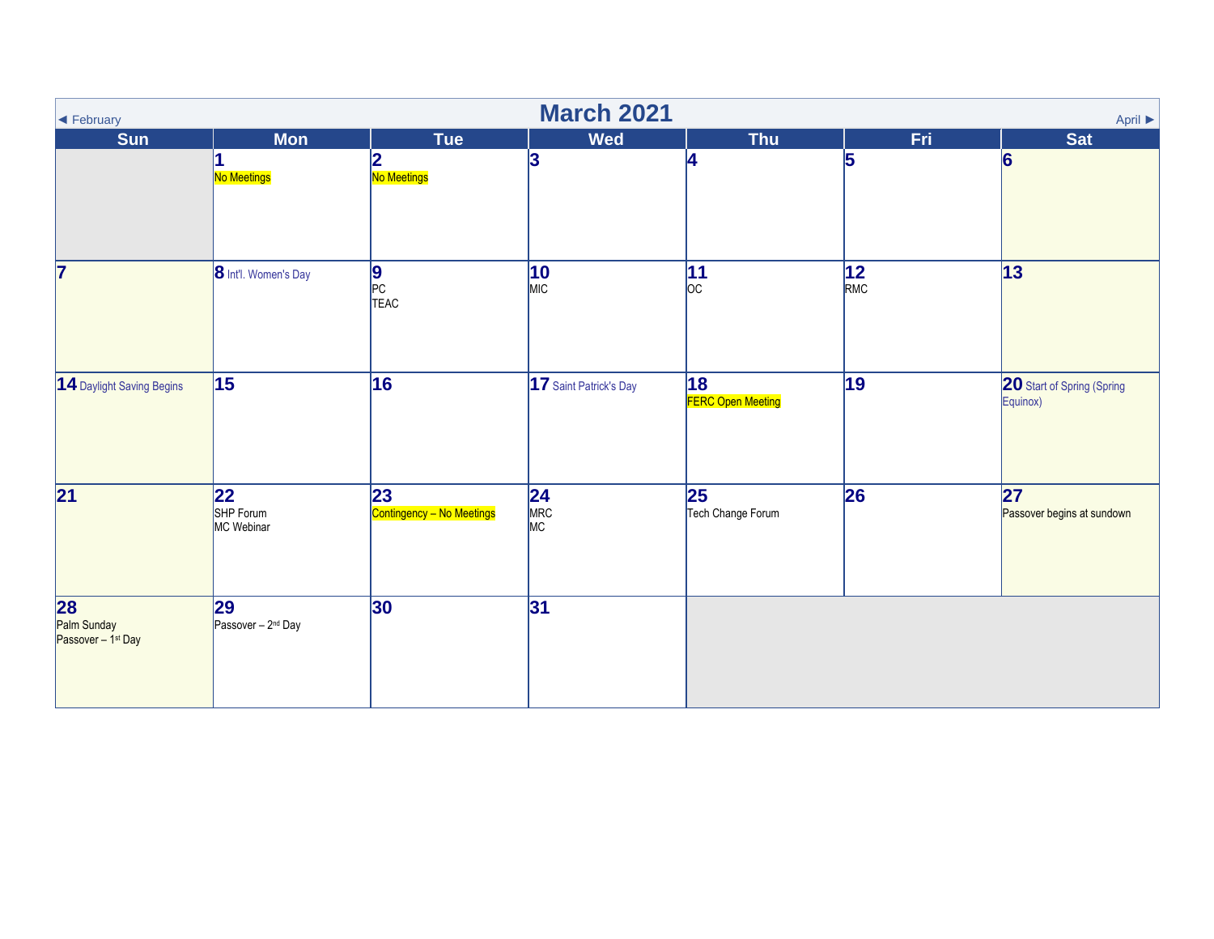◄ February

# March 2021

April ►

| Sun | Mon | Tue | Wed | Thu | Fri | Sat |
|---|---|---|---|---|---|---|
| | **1** No Meetings | **2** No Meetings | **3** | **4** | **5** | **6** |
| **7** | **8** Int'l. Women's Day | **9** PC TEAC | **10** MIC | **11** OC | **12** RMC | **13** |
| **14** Daylight Saving Begins | **15** | **16** | **17** Saint Patrick's Day | **18** FERC Open Meeting | **19** | **20** Start of Spring (Spring Equinox) |
| **21** | **22** SHP Forum MC Webinar | **23** Contingency – No Meetings | **24** MRC MC | **25** Tech Change Forum | **26** | **27** Passover begins at sundown |
| **28** Palm Sunday Passover – 1st Day | **29** Passover – 2nd Day | **30** | **31** | | | |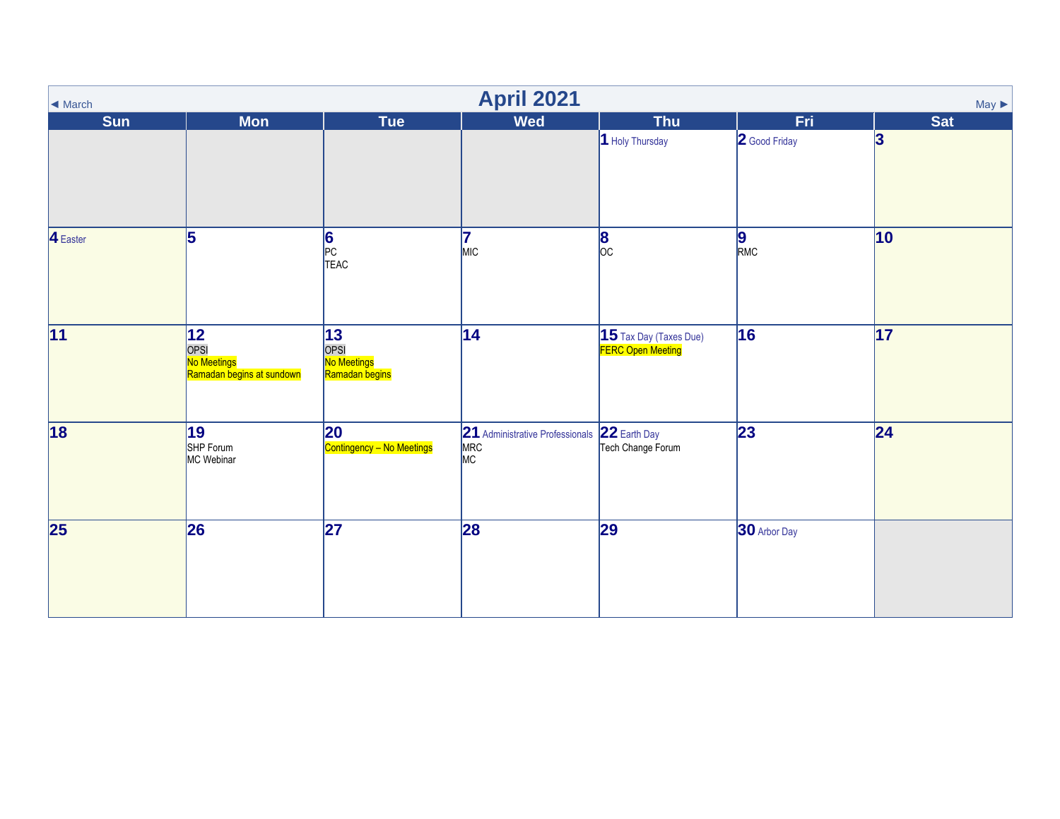# April 2021

◄ March | May ►

| Sun | Mon | Tue | Wed | Thu | Fri | Sat |
|---|---|---|---|---|---|---|
| | | | | **1** Holy Thursday | **2** Good Friday | **3** |
| **4** Easter | **5** | **6**<br>PC<br>TEAC | **7**<br>MIC | **8**<br>OC | **9**<br>RMC | **10** |
| **11** | **12**<br>OPSI<br>No Meetings<br>Ramadan begins at sundown | **13**<br>OPSI<br>No Meetings<br>Ramadan begins | **14** | **15** Tax Day (Taxes Due)<br>FERC Open Meeting | **16** | **17** |
| **18** | **19**<br>SHP Forum<br>MC Webinar | **20**<br>Contingency – No Meetings | **21** Administrative Professionals<br>MRC<br>MC | **22** Earth Day<br>Tech Change Forum | **23** | **24** |
| **25** | **26** | **27** | **28** | **29** | **30** Arbor Day | |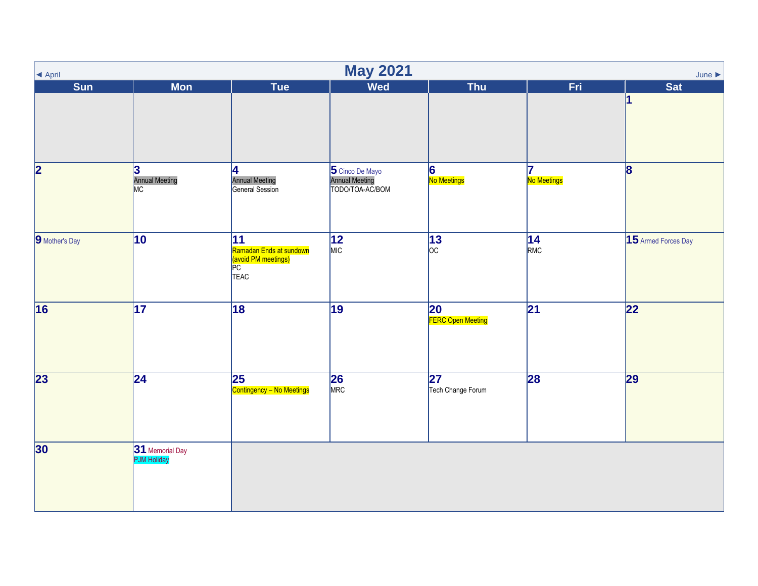# May 2021

◄ April | June ►

| Sun | Mon | Tue | Wed | Thu | Fri | Sat |
|---|---|---|---|---|---|---|
| | | | | | | **1** |
| **2** | **3** Annual Meeting MC | **4** Annual Meeting General Session | **5** Cinco De Mayo Annual Meeting TODO/TOA-AC/BOM | **6** No Meetings | **7** No Meetings | **8** |
| **9** Mother's Day | **10** | **11** Ramadan Ends at sundown (avoid PM meetings) PC TEAC | **12** MIC | **13** OC | **14** RMC | **15** Armed Forces Day |
| **16** | **17** | **18** | **19** | **20** FERC Open Meeting | **21** | **22** |
| **23** | **24** | **25** Contingency – No Meetings | **26** MRC | **27** Tech Change Forum | **28** | **29** |
| **30** | **31** Memorial Day PJM Holiday | | | | | |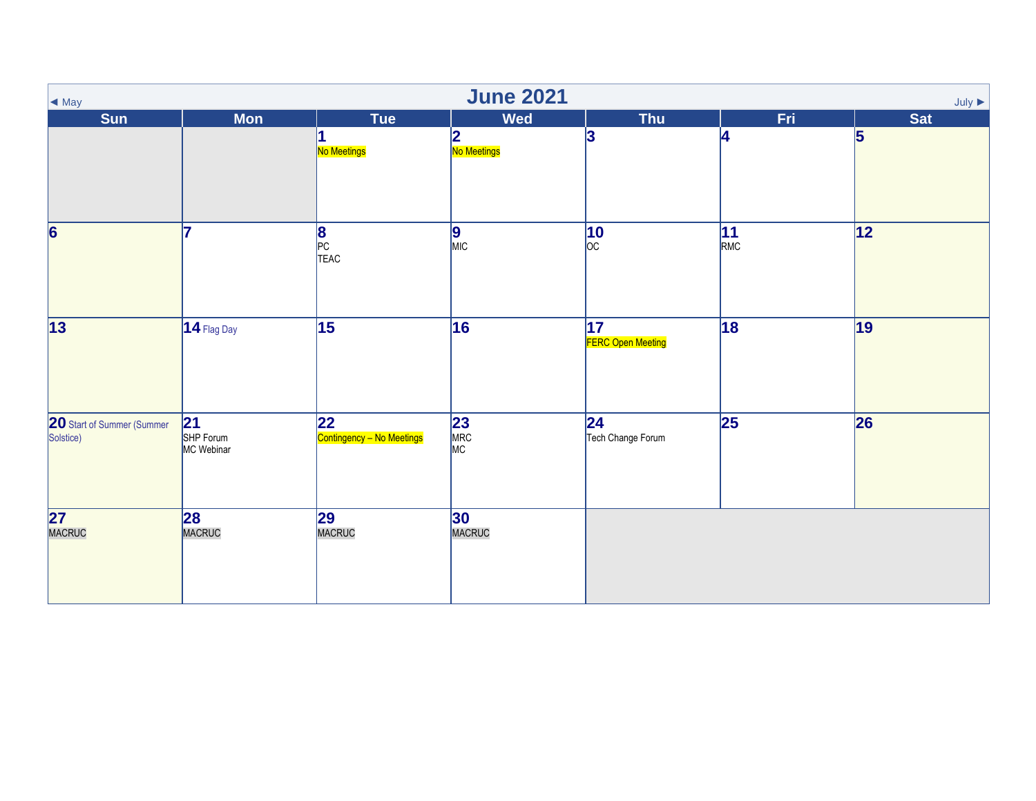# June 2021

◄ May | July ►

| Sun | Mon | Tue | Wed | Thu | Fri | Sat |
|---|---|---|---|---|---|---|
| | | 1 No Meetings | 2 No Meetings | 3 | 4 | 5 |
| 6 | 7 | 8 PC TEAC | 9 MIC | 10 OC | 11 RMC | 12 |
| 13 | 14 Flag Day | 15 | 16 | 17 FERC Open Meeting | 18 | 19 |
| 20 Start of Summer (Summer Solstice) | 21 SHP Forum MC Webinar | 22 Contingency – No Meetings | 23 MRC MC | 24 Tech Change Forum | 25 | 26 |
| 27 MACRUC | 28 MACRUC | 29 MACRUC | 30 MACRUC | | | |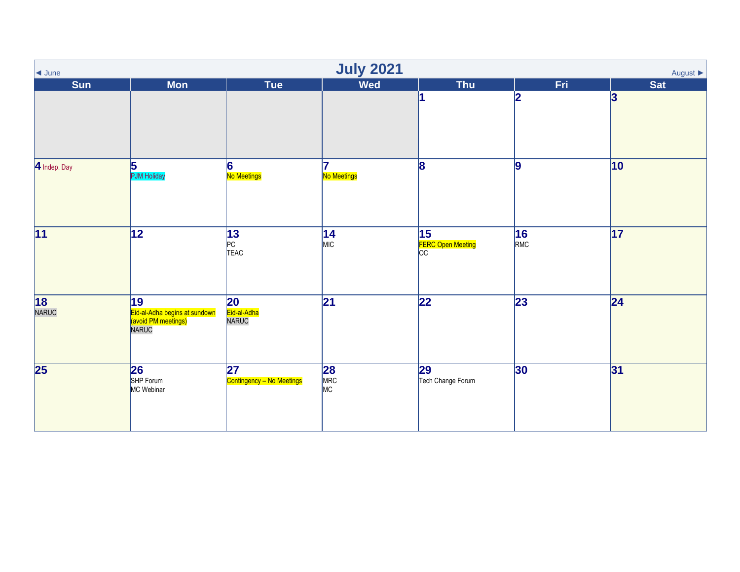# July 2021

◄ June | August ►

| Sun | Mon | Tue | Wed | Thu | Fri | Sat |
|---|---|---|---|---|---|---|
| | | | | 1 | 2 | 3 |
| 4 Indep. Day | 5<br>PJM Holiday | 6<br>No Meetings | 7<br>No Meetings | 8 | 9 | 10 |
| 11 | 12 | 13<br>PC<br>TEAC | 14<br>MIC | 15<br>FERC Open Meeting<br>OC | 16<br>RMC | 17 |
| 18<br>NARUC | 19<br>Eid-al-Adha begins at sundown (avoid PM meetings)<br>NARUC | 20<br>Eid-al-Adha<br>NARUC | 21 | 22 | 23 | 24 |
| 25 | 26<br>SHP Forum<br>MC Webinar | 27<br>Contingency – No Meetings | 28<br>MRC<br>MC | 29<br>Tech Change Forum | 30 | 31 |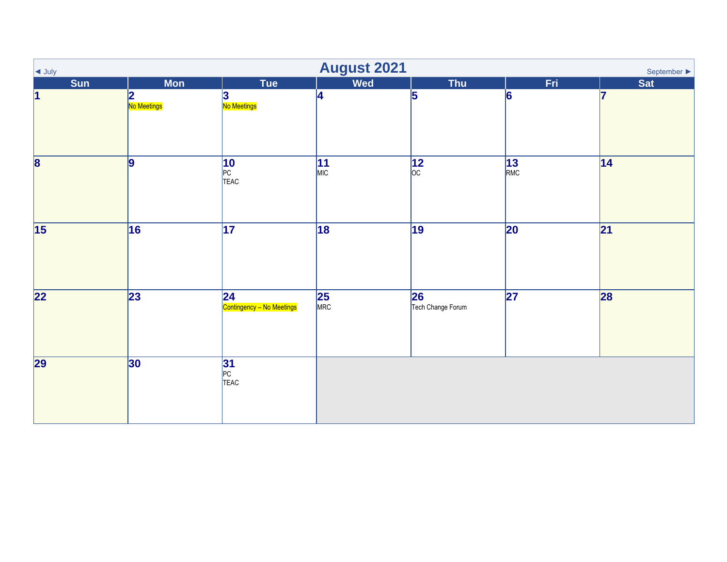# August 2021

◄ July | September ►

| Sun | Mon | Tue | Wed | Thu | Fri | Sat |
|---|---|---|---|---|---|---|
| 1 | 2 No Meetings | 3 No Meetings | 4 | 5 | 6 | 7 |
| 8 | 9 | 10 PC TEAC | 11 MIC | 12 OC | 13 RMC | 14 |
| 15 | 16 | 17 | 18 | 19 | 20 | 21 |
| 22 | 23 | 24 Contingency – No Meetings | 25 MRC | 26 Tech Change Forum | 27 | 28 |
| 29 | 30 | 31 PC TEAC | | | | |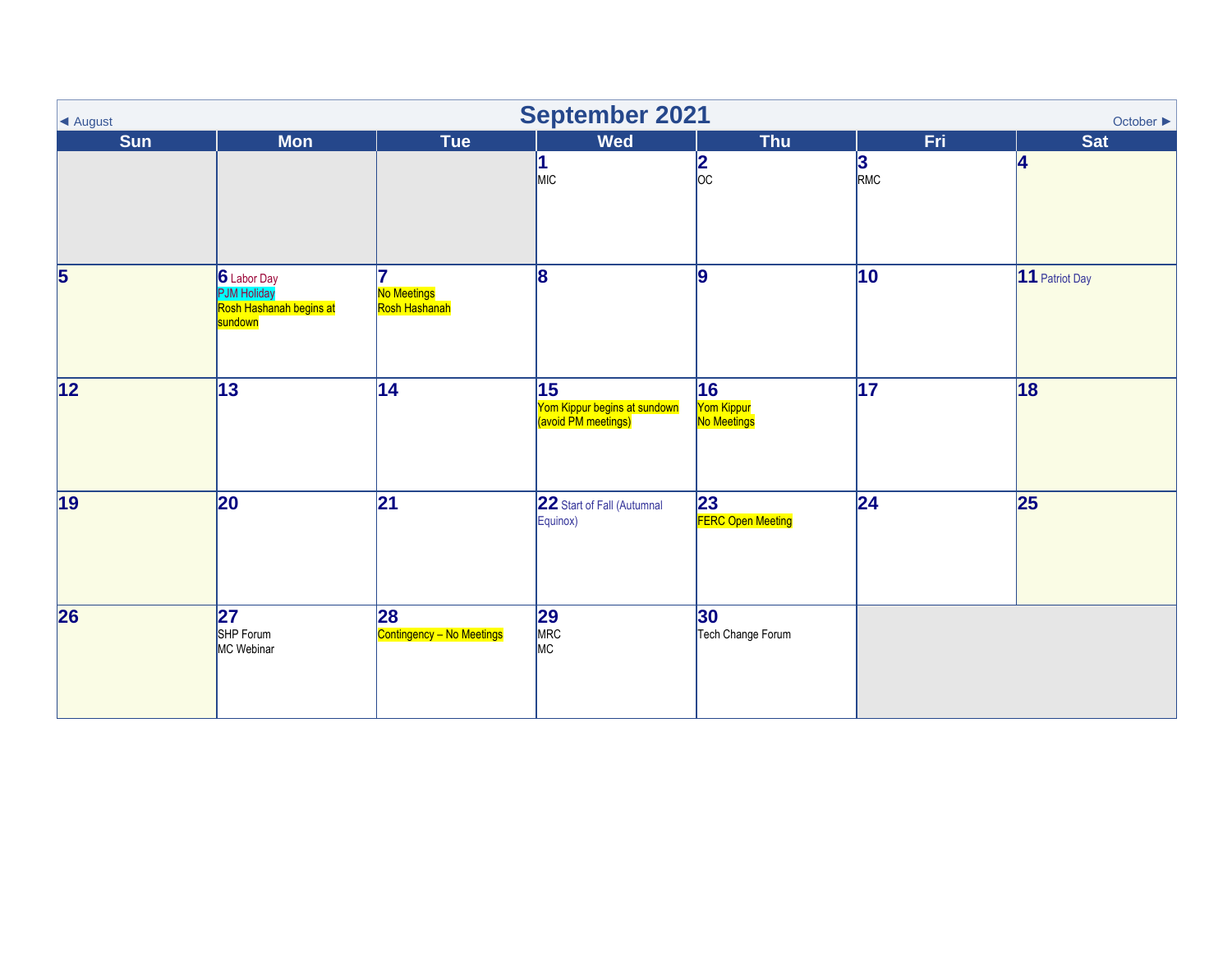# September 2021

◄ August | October ►

| Sun | Mon | Tue | Wed | Thu | Fri | Sat |
|---|---|---|---|---|---|---|
| | | | **1** MIC | **2** OC | **3** RMC | **4** |
| **5** | **6** Labor Day<br>PJM Holiday<br>Rosh Hashanah begins at sundown | **7** No Meetings<br>Rosh Hashanah | **8** | **9** | **10** | **11** Patriot Day |
| **12** | **13** | **14** | **15** Yom Kippur begins at sundown (avoid PM meetings) | **16** Yom Kippur<br>No Meetings | **17** | **18** |
| **19** | **20** | **21** | **22** Start of Fall (Autumnal Equinox) | **23** FERC Open Meeting | **24** | **25** |
| **26** | **27** SHP Forum<br>MC Webinar | **28** Contingency – No Meetings | **29** MRC<br>MC | **30** Tech Change Forum | | |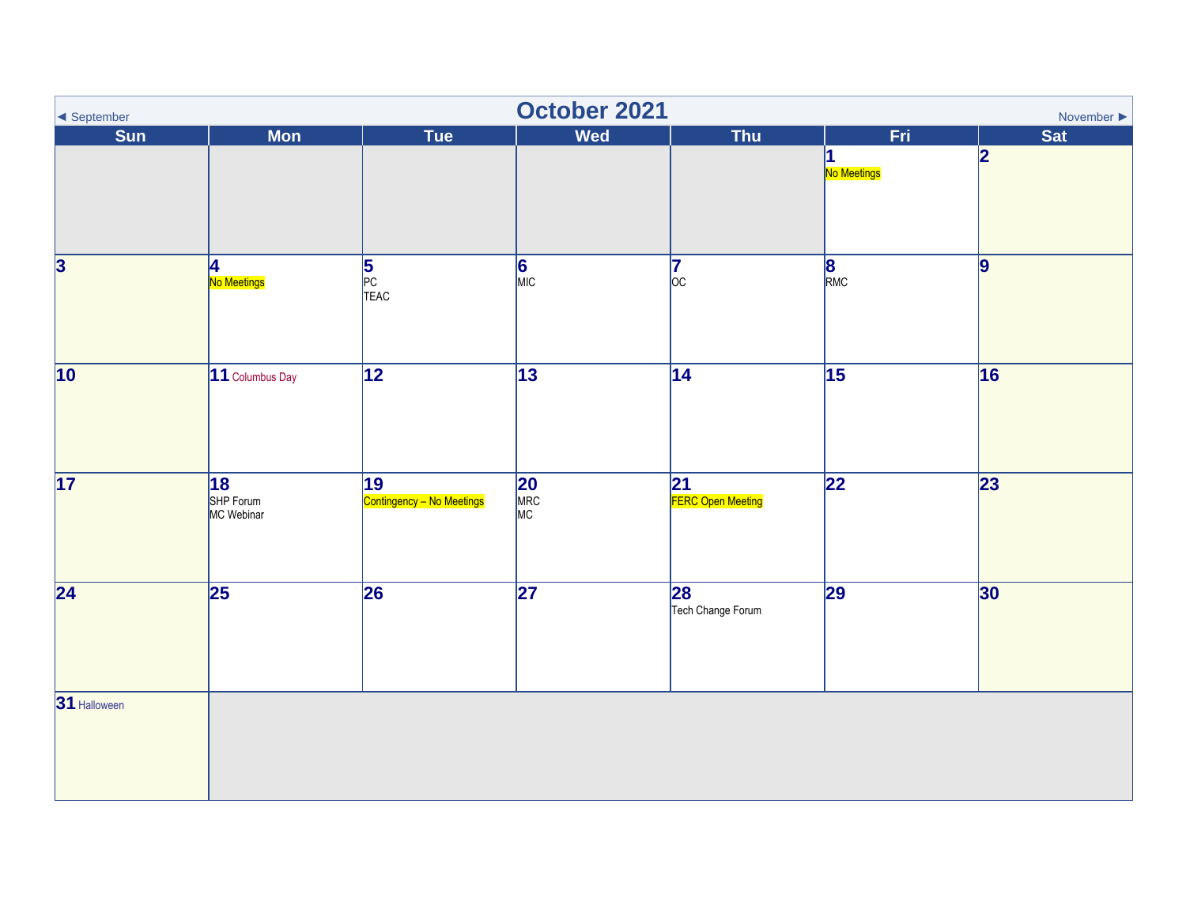◄ September | **October 2021** | November ►

# October 2021

| Sun | Mon | Tue | Wed | Thu | Fri | Sat |
|---|---|---|---|---|---|---|
| | | | | | **1** No Meetings | **2** |
| **3** | **4** No Meetings | **5** PC TEAC | **6** MIC | **7** OC | **8** RMC | **9** |
| **10** | **11** Columbus Day | **12** | **13** | **14** | **15** | **16** |
| **17** | **18** SHP Forum MC Webinar | **19** Contingency – No Meetings | **20** MRC MC | **21** FERC Open Meeting | **22** | **23** |
| **24** | **25** | **26** | **27** | **28** Tech Change Forum | **29** | **30** |
| **31** Halloween | | | | | | |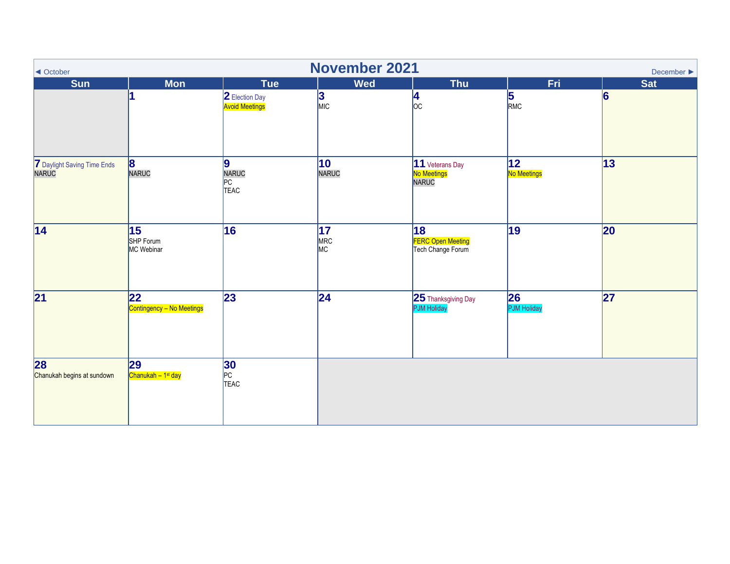◄ October | **November 2021** | December ►

| Sun | Mon | Tue | Wed | Thu | Fri | Sat |
|---|---|---|---|---|---|---|
| | **1** | **2** Election Day<br>Avoid Meetings | **3**<br>MIC | **4**<br>OC | **5**<br>RMC | **6** |
| **7** Daylight Saving Time Ends<br>NARUC | **8**<br>NARUC | **9**<br>NARUC<br>PC<br>TEAC | **10**<br>NARUC | **11** Veterans Day<br>No Meetings<br>NARUC | **12**<br>No Meetings | **13** |
| **14** | **15**<br>SHP Forum<br>MC Webinar | **16** | **17**<br>MRC<br>MC | **18**<br>FERC Open Meeting<br>Tech Change Forum | **19** | **20** |
| **21** | **22**<br>Contingency – No Meetings | **23** | **24** | **25** Thanksgiving Day<br>PJM Holiday | **26**<br>PJM Holiday | **27** |
| **28**<br>Chanukah begins at sundown | **29**<br>Chanukah – 1st day | **30**<br>PC<br>TEAC | | | | |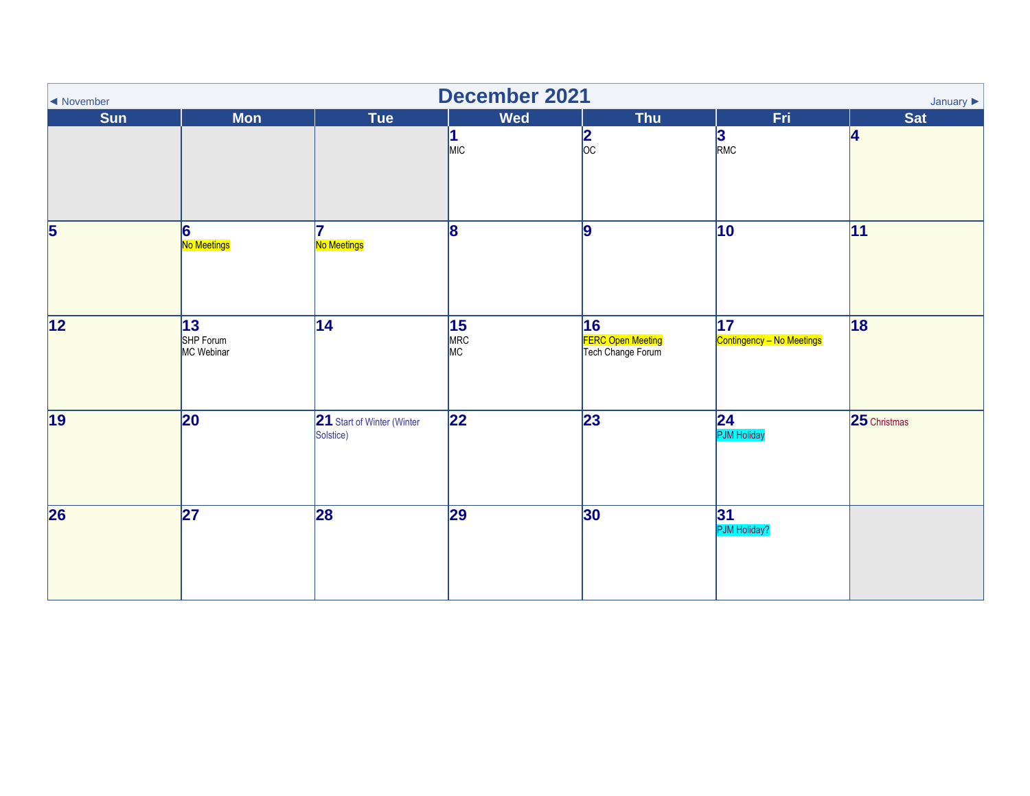# December 2021

◄ November | January ►

| Sun | Mon | Tue | Wed | Thu | Fri | Sat |
|---|---|---|---|---|---|---|
| | | | **1** MIC | **2** OC | **3** RMC | **4** |
| **5** | **6** No Meetings | **7** No Meetings | **8** | **9** | **10** | **11** |
| **12** | **13** SHP Forum<br>MC Webinar | **14** | **15** MRC<br>MC | **16** FERC Open Meeting<br>Tech Change Forum | **17** Contingency – No Meetings | **18** |
| **19** | **20** | **21** Start of Winter (Winter Solstice) | **22** | **23** | **24** PJM Holiday | **25** Christmas |
| **26** | **27** | **28** | **29** | **30** | **31** PJM Holiday? | |